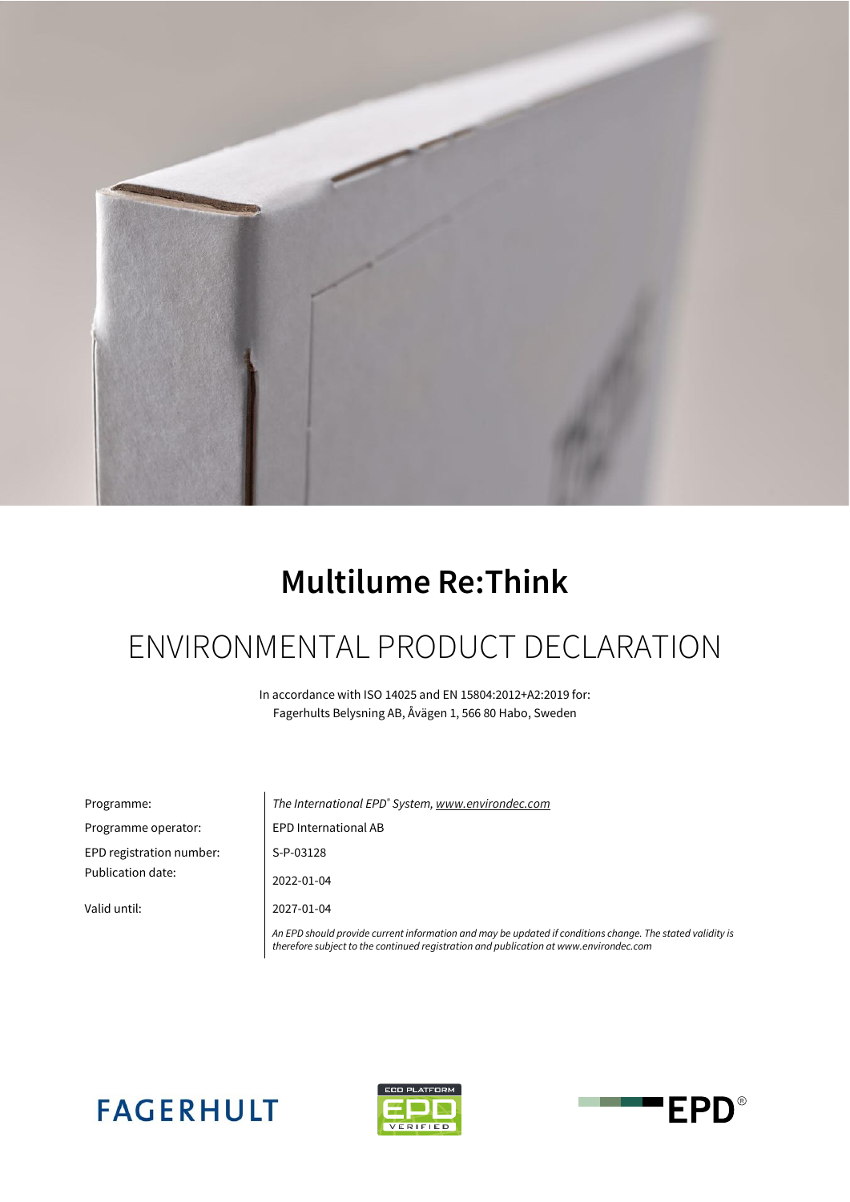# Multilume Re:Think

## ENVIRONMENTAL PRODUCT DECLARATION

In accordance with ISO 14025 and EN 15804:2012+A2:2019 for:
Fagerhults Belysning AB, Åvägen 1, 566 80 Habo, Sweden

| | |
|---|---|
| Programme: | *The International EPD® System, www.environdec.com* |
| Programme operator: | EPD International AB |
| EPD registration number: | S-P-03128 |
| Publication date: | 2022-01-04 |
| Valid until: | 2027-01-04 |
| | *An EPD should provide current information and may be updated if conditions change. The stated validity is therefore subject to the continued registration and publication at www.environdec.com* |

FAGERHULT

ECO PLATFORM EPD VERIFIED

EPD®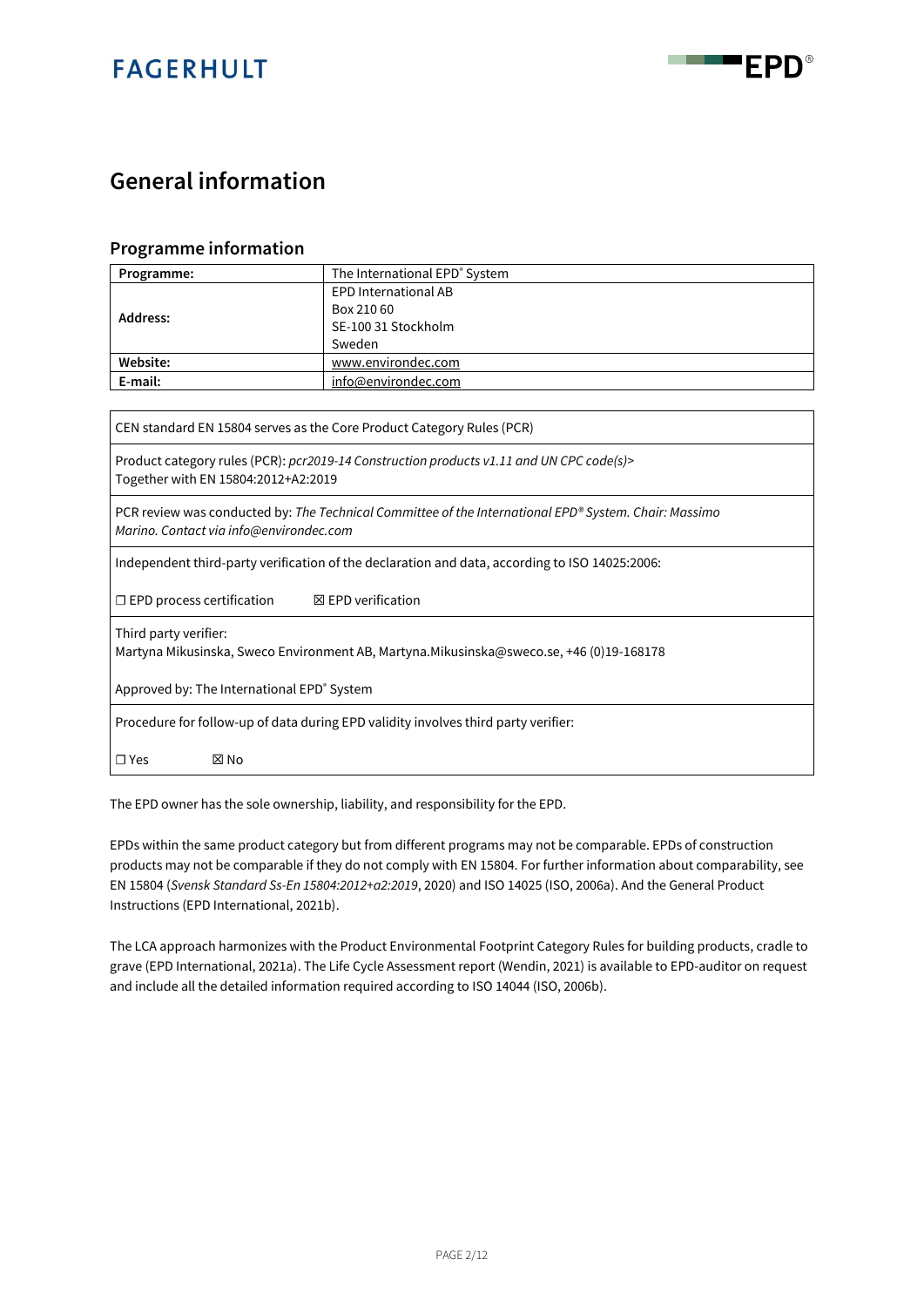# General information

## Programme information

| Programme: | The International EPD® System |
|---|---|
| Address: | EPD International AB<br>Box 210 60<br>SE-100 31 Stockholm<br>Sweden |
| Website: | www.environdec.com |
| E-mail: | info@environdec.com |

| |
|---|
| CEN standard EN 15804 serves as the Core Product Category Rules (PCR) |
| Product category rules (PCR): *pcr2019-14 Construction products v1.11 and UN CPC code(s)>*<br>Together with EN 15804:2012+A2:2019 |
| PCR review was conducted by: *The Technical Committee of the International EPD® System. Chair: Massimo Marino. Contact via info@environdec.com* |
| Independent third-party verification of the declaration and data, according to ISO 14025:2006:<br><br>☐ EPD process certification ☒ EPD verification |
| Third party verifier:<br>Martyna Mikusinska, Sweco Environment AB, Martyna.Mikusinska@sweco.se, +46 (0)19-168178<br><br>Approved by: The International EPD® System |
| Procedure for follow-up of data during EPD validity involves third party verifier:<br><br>☐ Yes ☒ No |

The EPD owner has the sole ownership, liability, and responsibility for the EPD.

EPDs within the same product category but from different programs may not be comparable. EPDs of construction products may not be comparable if they do not comply with EN 15804. For further information about comparability, see EN 15804 (*Svensk Standard Ss-En 15804:2012+a2:2019*, 2020) and ISO 14025 (ISO, 2006a). And the General Product Instructions (EPD International, 2021b).

The LCA approach harmonizes with the Product Environmental Footprint Category Rules for building products, cradle to grave (EPD International, 2021a). The Life Cycle Assessment report (Wendin, 2021) is available to EPD-auditor on request and include all the detailed information required according to ISO 14044 (ISO, 2006b).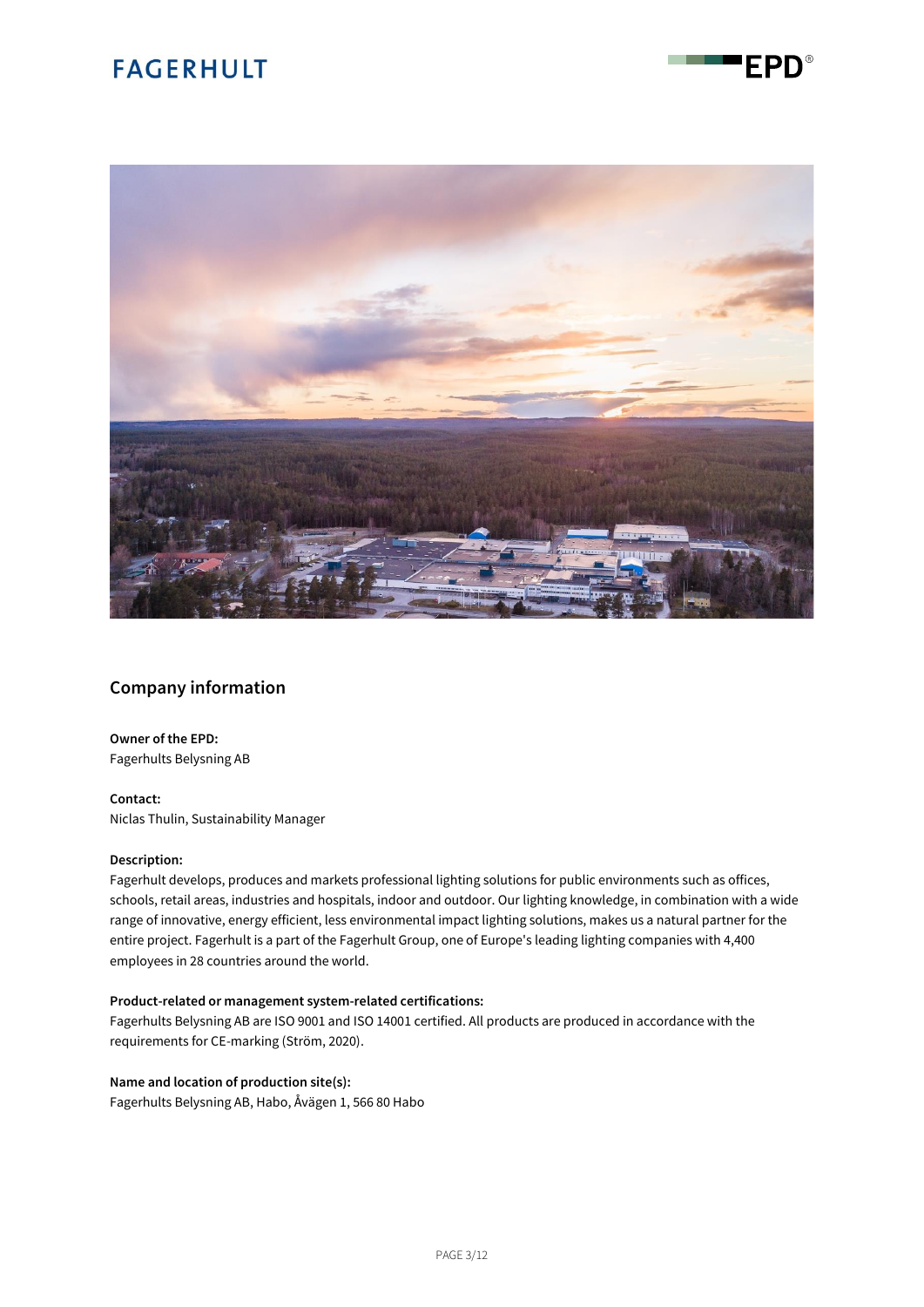## Company information

**Owner of the EPD:**
Fagerhults Belysning AB

**Contact:**
Niclas Thulin, Sustainability Manager

**Description:**
Fagerhult develops, produces and markets professional lighting solutions for public environments such as offices, schools, retail areas, industries and hospitals, indoor and outdoor. Our lighting knowledge, in combination with a wide range of innovative, energy efficient, less environmental impact lighting solutions, makes us a natural partner for the entire project. Fagerhult is a part of the Fagerhult Group, one of Europe's leading lighting companies with 4,400 employees in 28 countries around the world.

**Product-related or management system-related certifications:**
Fagerhults Belysning AB are ISO 9001 and ISO 14001 certified. All products are produced in accordance with the requirements for CE-marking (Ström, 2020).

**Name and location of production site(s):**
Fagerhults Belysning AB, Habo, Åvägen 1, 566 80 Habo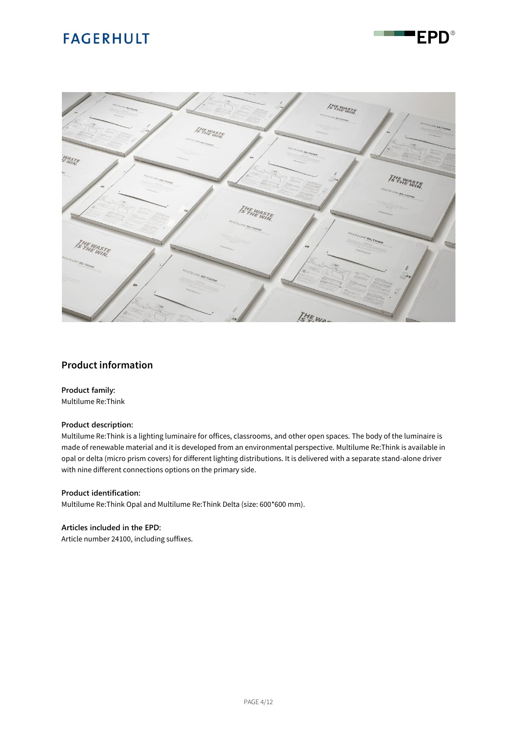## Product information

**Product family:**
Multilume Re:Think

**Product description:**
Multilume Re:Think is a lighting luminaire for offices, classrooms, and other open spaces. The body of the luminaire is made of renewable material and it is developed from an environmental perspective. Multilume Re:Think is available in opal or delta (micro prism covers) for different lighting distributions. It is delivered with a separate stand-alone driver with nine different connections options on the primary side.

**Product identification:**
Multilume Re:Think Opal and Multilume Re:Think Delta (size: 600*600 mm).

**Articles included in the EPD:**
Article number 24100, including suffixes.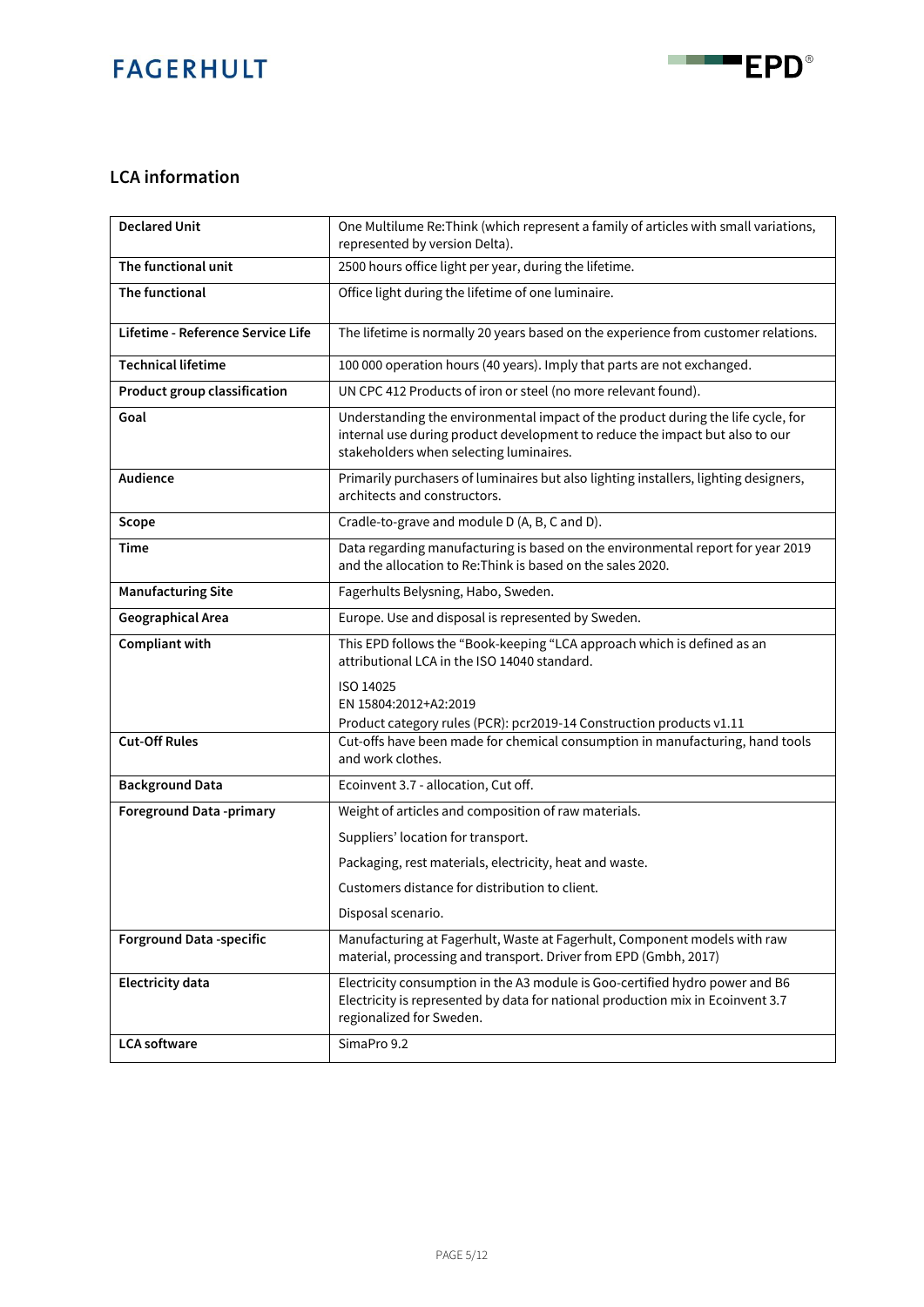## LCA information

| | |
|---|---|
| **Declared Unit** | One Multilume Re:Think (which represent a family of articles with small variations, represented by version Delta). |
| **The functional unit** | 2500 hours office light per year, during the lifetime. |
| **The functional** | Office light during the lifetime of one luminaire. |
| **Lifetime - Reference Service Life** | The lifetime is normally 20 years based on the experience from customer relations. |
| **Technical lifetime** | 100 000 operation hours (40 years). Imply that parts are not exchanged. |
| **Product group classification** | UN CPC 412 Products of iron or steel (no more relevant found). |
| **Goal** | Understanding the environmental impact of the product during the life cycle, for internal use during product development to reduce the impact but also to our stakeholders when selecting luminaires. |
| **Audience** | Primarily purchasers of luminaires but also lighting installers, lighting designers, architects and constructors. |
| **Scope** | Cradle-to-grave and module D (A, B, C and D). |
| **Time** | Data regarding manufacturing is based on the environmental report for year 2019 and the allocation to Re:Think is based on the sales 2020. |
| **Manufacturing Site** | Fagerhults Belysning, Habo, Sweden. |
| **Geographical Area** | Europe. Use and disposal is represented by Sweden. |
| **Compliant with** | This EPD follows the "Book-keeping "LCA approach which is defined as an attributional LCA in the ISO 14040 standard.<br><br>ISO 14025<br>EN 15804:2012+A2:2019<br>Product category rules (PCR): pcr2019-14 Construction products v1.11 |
| **Cut-Off Rules** | Cut-offs have been made for chemical consumption in manufacturing, hand tools and work clothes. |
| **Background Data** | Ecoinvent 3.7 - allocation, Cut off. |
| **Foreground Data -primary** | Weight of articles and composition of raw materials.<br><br>Suppliers' location for transport.<br><br>Packaging, rest materials, electricity, heat and waste.<br><br>Customers distance for distribution to client.<br><br>Disposal scenario. |
| **Forground Data -specific** | Manufacturing at Fagerhult, Waste at Fagerhult, Component models with raw material, processing and transport. Driver from EPD (Gmbh, 2017) |
| **Electricity data** | Electricity consumption in the A3 module is Goo-certified hydro power and B6 Electricity is represented by data for national production mix in Ecoinvent 3.7 regionalized for Sweden. |
| **LCA software** | SimaPro 9.2 |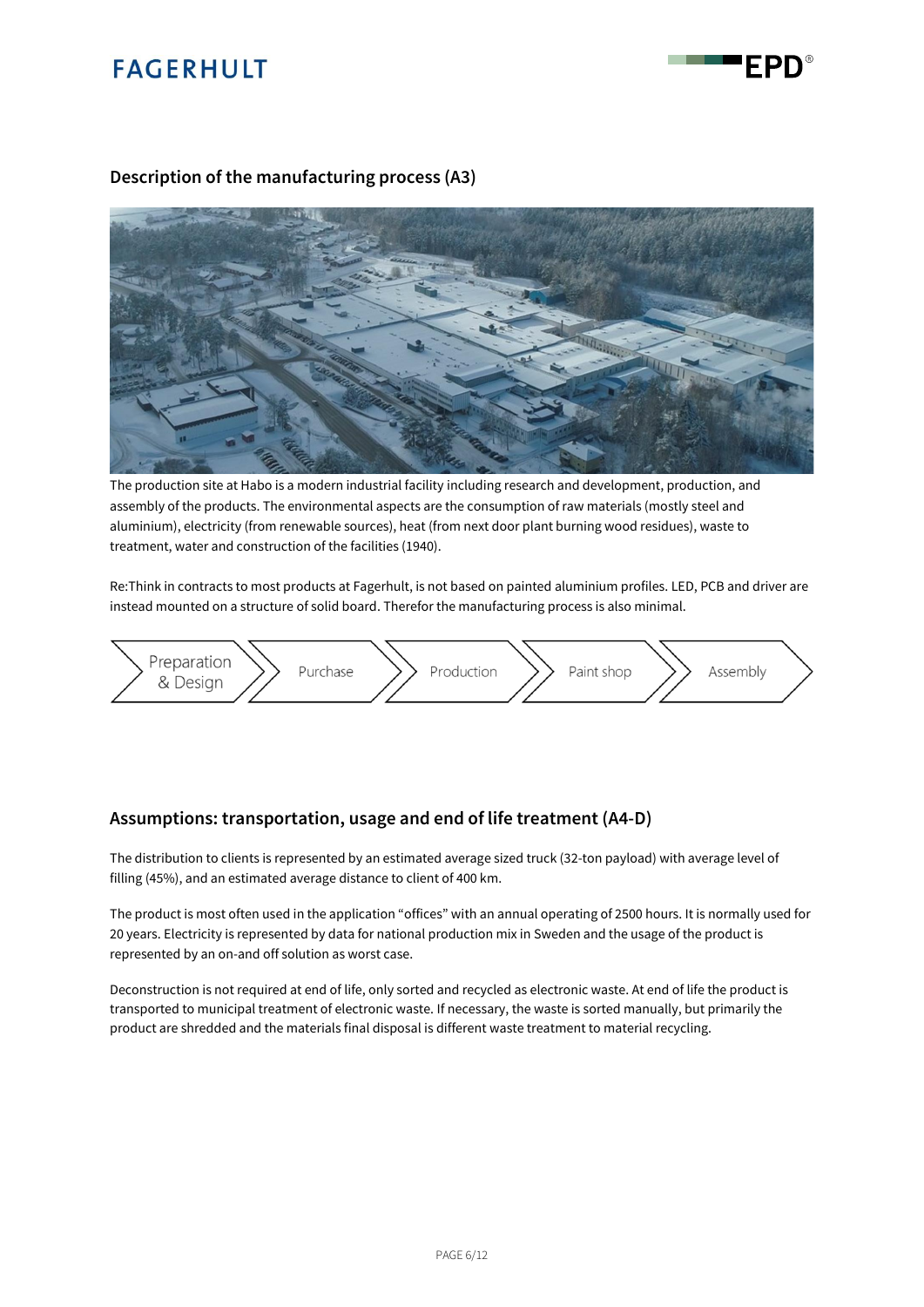## Description of the manufacturing process (A3)

The production site at Habo is a modern industrial facility including research and development, production, and assembly of the products. The environmental aspects are the consumption of raw materials (mostly steel and aluminium), electricity (from renewable sources), heat (from next door plant burning wood residues), waste to treatment, water and construction of the facilities (1940).

Re:Think in contracts to most products at Fagerhult, is not based on painted aluminium profiles. LED, PCB and driver are instead mounted on a structure of solid board. Therefor the manufacturing process is also minimal.

Preparation & Design → Purchase → Production → Paint shop → Assembly

## Assumptions: transportation, usage and end of life treatment (A4-D)

The distribution to clients is represented by an estimated average sized truck (32-ton payload) with average level of filling (45%), and an estimated average distance to client of 400 km.

The product is most often used in the application "offices" with an annual operating of 2500 hours. It is normally used for 20 years. Electricity is represented by data for national production mix in Sweden and the usage of the product is represented by an on-and off solution as worst case.

Deconstruction is not required at end of life, only sorted and recycled as electronic waste. At end of life the product is transported to municipal treatment of electronic waste. If necessary, the waste is sorted manually, but primarily the product are shredded and the materials final disposal is different waste treatment to material recycling.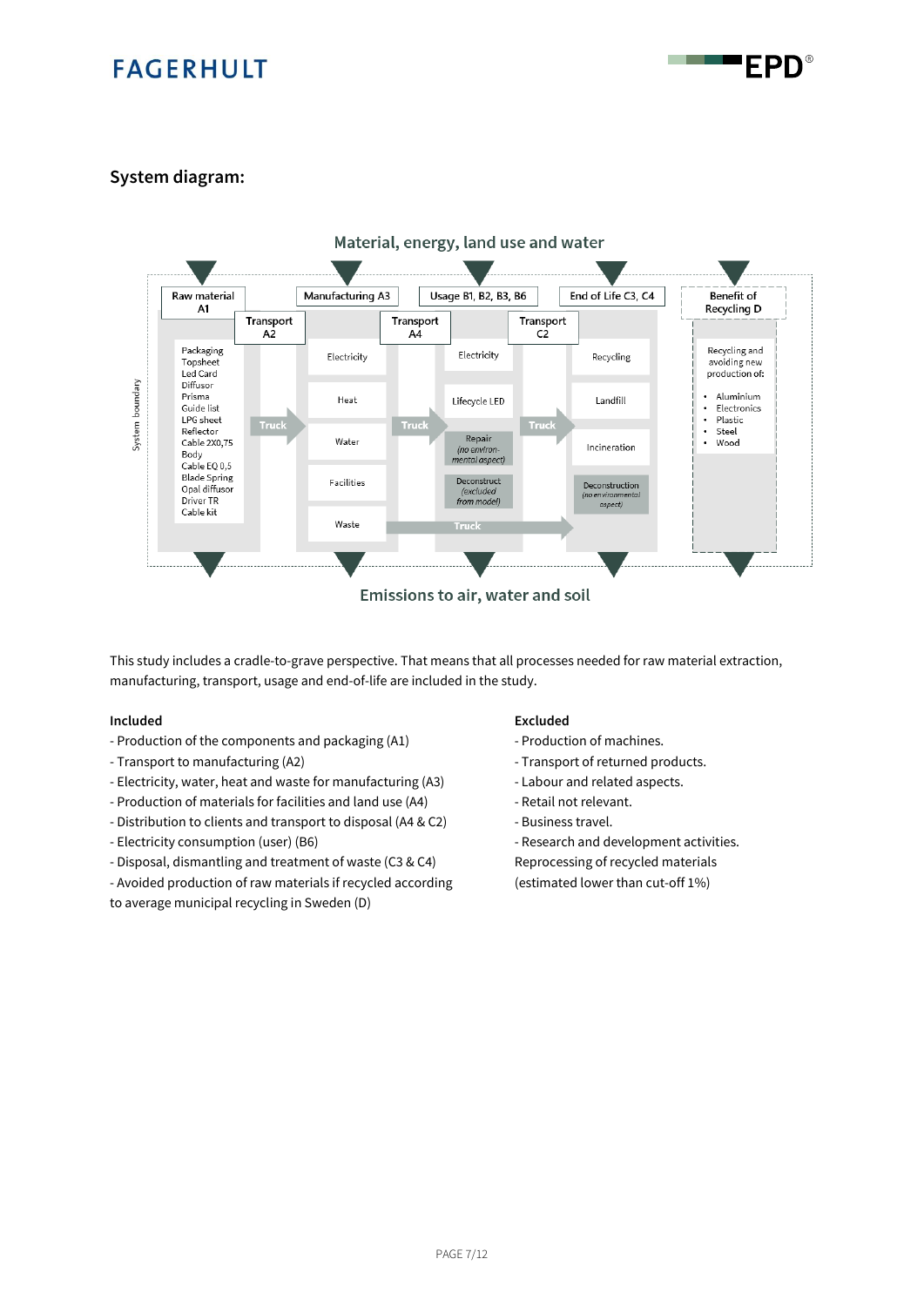## System diagram:

Material, energy, land use and water

| Raw material A1 | Transport A2 | Manufacturing A3 | Transport A4 | Usage B1, B2, B3, B6 | Transport C2 | End of Life C3, C4 | Benefit of Recycling D |
|---|---|---|---|---|---|---|---|
| Packaging, Topsheet, Led Card, Diffusor, Prisma, Guide list, LPG sheet, Reflector, Cable 2X0,75, Body, Cable EQ 0,5, Blade Spring, Opal diffusor, Driver TR, Cable kit | Truck | Electricity, Heat, Water, Facilities, Waste | Truck | Electricity, Lifecycle LED, Repair (no environmental aspect), Deconstruct (excluded from model) | Truck | Recycling, Landfill, Incineration, Deconstruction (no environmental aspect) | Recycling and avoiding new production of: Aluminium, Electronics, Plastic, Steel, Wood |

Waste → Truck → End of Life

System boundary

Emissions to air, water and soil

This study includes a cradle-to-grave perspective. That means that all processes needed for raw material extraction, manufacturing, transport, usage and end-of-life are included in the study.

**Included**

- Production of the components and packaging (A1)
- Transport to manufacturing (A2)
- Electricity, water, heat and waste for manufacturing (A3)
- Production of materials for facilities and land use (A4)
- Distribution to clients and transport to disposal (A4 & C2)
- Electricity consumption (user) (B6)
- Disposal, dismantling and treatment of waste (C3 & C4)
- Avoided production of raw materials if recycled according to average municipal recycling in Sweden (D)

**Excluded**

- Production of machines.
- Transport of returned products.
- Labour and related aspects.
- Retail not relevant.
- Business travel.
- Research and development activities.

Reprocessing of recycled materials (estimated lower than cut-off 1%)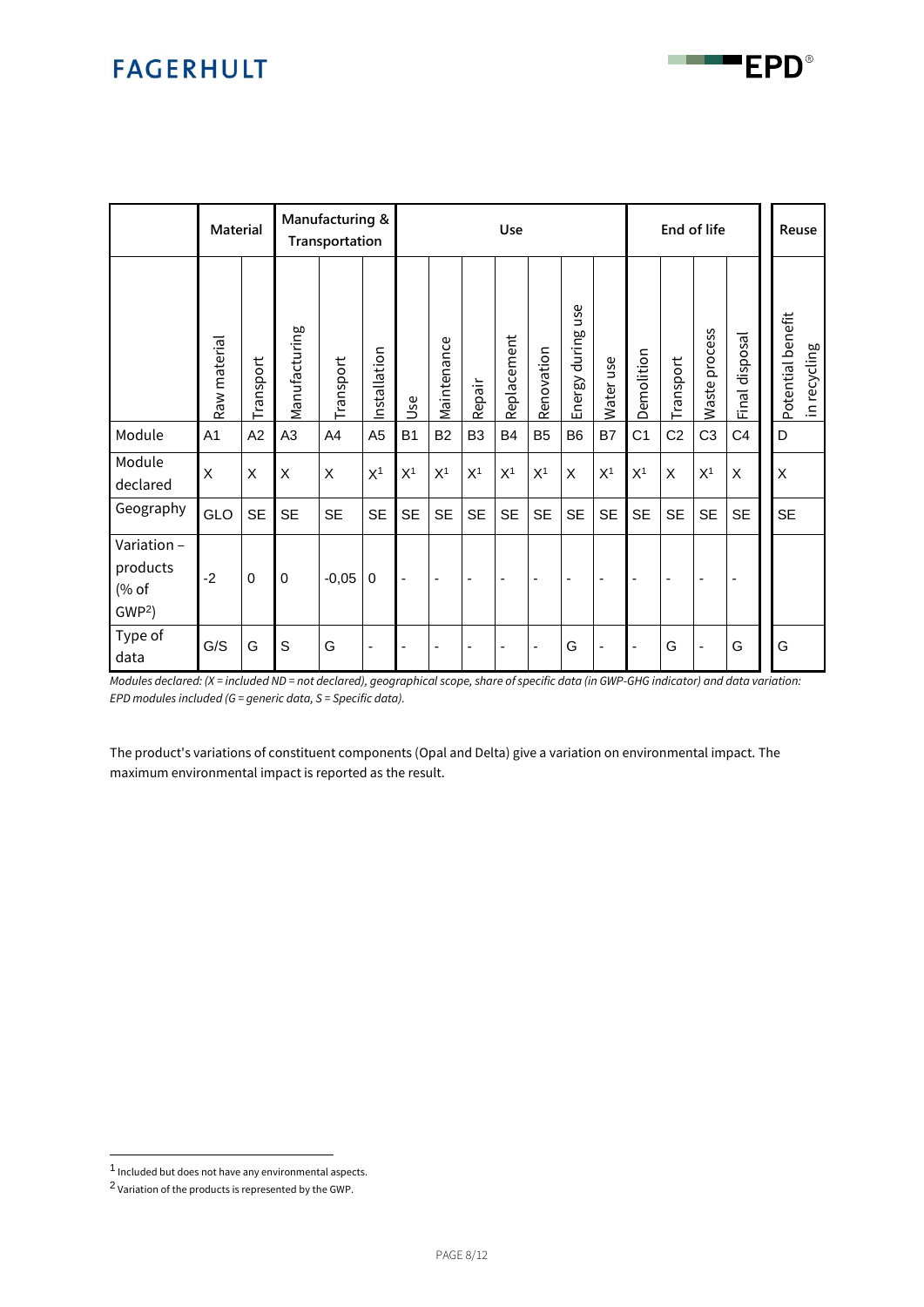| | Material | | Manufacturing & Transportation | | | Use | | | | | | | End of life | | | | Reuse |
|---|---|---|---|---|---|---|---|---|---|---|---|---|---|---|---|---|---|
| | Raw material | Transport | Manufacturing | Transport | Installation | Use | Maintenance | Repair | Replacement | Renovation | Energy during use | Water use | Demolition | Transport | Waste process | Final disposal | Potential benefit in recycling |
| Module | A1 | A2 | A3 | A4 | A5 | B1 | B2 | B3 | B4 | B5 | B6 | B7 | C1 | C2 | C3 | C4 | D |
| Module declared | X | X | X | X | X[1] | X[1] | X[1] | X[1] | X[1] | X[1] | X | X[1] | X[1] | X | X[1] | X | X |
| Geography | GLO | SE | SE | SE | SE | SE | SE | SE | SE | SE | SE | SE | SE | SE | SE | SE | SE |
| Variation – products (% of GWP[2]) | -2 | 0 | 0 | -0,05 | 0 | - | - | - | - | - | - | - | - | - | - | - | |
| Type of data | G/S | G | S | G | - | - | - | - | - | - | G | - | - | G | - | G | G |

*Modules declared: (X = included ND = not declared), geographical scope, share of specific data (in GWP-GHG indicator) and data variation: EPD modules included (G = generic data, S = Specific data).*

The product's variations of constituent components (Opal and Delta) give a variation on environmental impact. The maximum environmental impact is reported as the result.

[1] Included but does not have any environmental aspects.

[2] Variation of the products is represented by the GWP.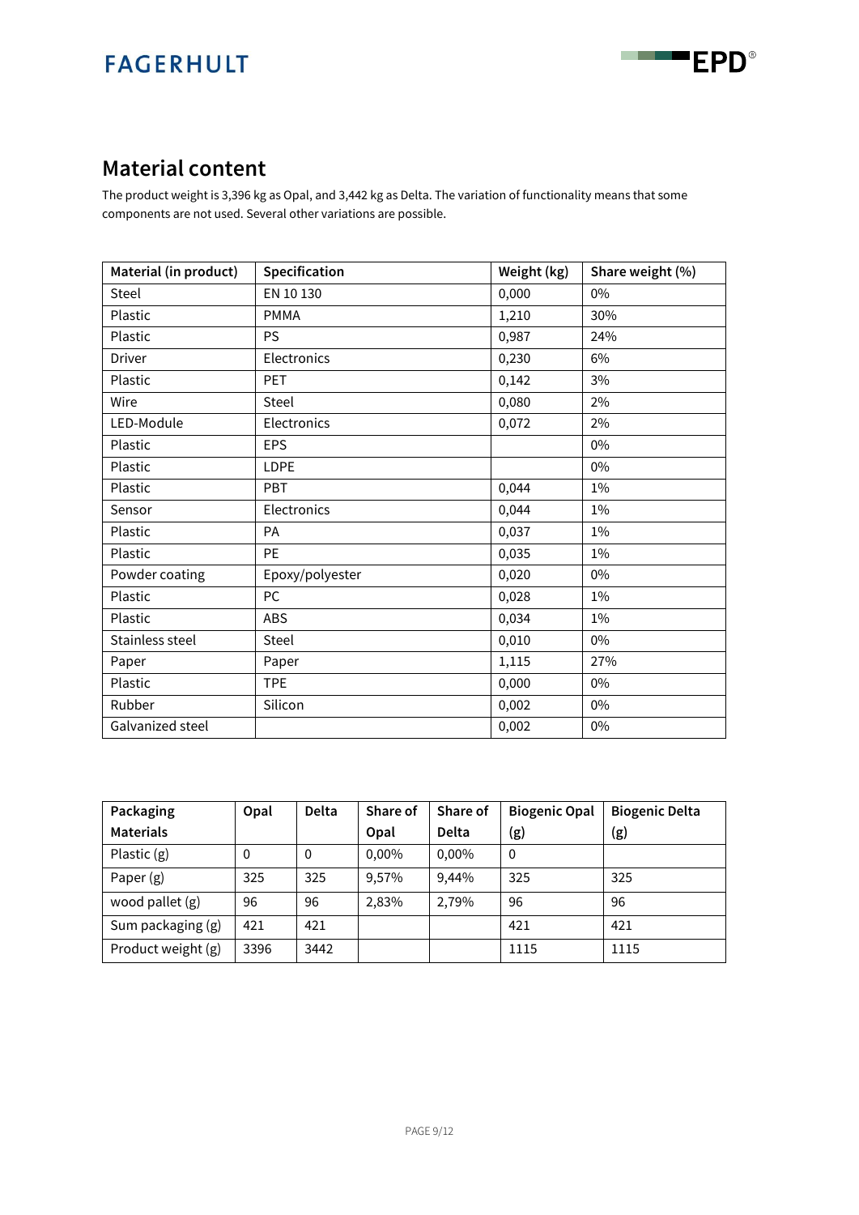## Material content

The product weight is 3,396 kg as Opal, and 3,442 kg as Delta. The variation of functionality means that some components are not used. Several other variations are possible.

| Material (in product) | Specification | Weight (kg) | Share weight (%) |
|---|---|---|---|
| Steel | EN 10 130 | 0,000 | 0% |
| Plastic | PMMA | 1,210 | 30% |
| Plastic | PS | 0,987 | 24% |
| Driver | Electronics | 0,230 | 6% |
| Plastic | PET | 0,142 | 3% |
| Wire | Steel | 0,080 | 2% |
| LED-Module | Electronics | 0,072 | 2% |
| Plastic | EPS | | 0% |
| Plastic | LDPE | | 0% |
| Plastic | PBT | 0,044 | 1% |
| Sensor | Electronics | 0,044 | 1% |
| Plastic | PA | 0,037 | 1% |
| Plastic | PE | 0,035 | 1% |
| Powder coating | Epoxy/polyester | 0,020 | 0% |
| Plastic | PC | 0,028 | 1% |
| Plastic | ABS | 0,034 | 1% |
| Stainless steel | Steel | 0,010 | 0% |
| Paper | Paper | 1,115 | 27% |
| Plastic | TPE | 0,000 | 0% |
| Rubber | Silicon | 0,002 | 0% |
| Galvanized steel | | 0,002 | 0% |

| Packaging Materials | Opal | Delta | Share of Opal | Share of Delta | Biogenic Opal (g) | Biogenic Delta (g) |
|---|---|---|---|---|---|---|
| Plastic (g) | 0 | 0 | 0,00% | 0,00% | 0 | |
| Paper (g) | 325 | 325 | 9,57% | 9,44% | 325 | 325 |
| wood pallet (g) | 96 | 96 | 2,83% | 2,79% | 96 | 96 |
| Sum packaging (g) | 421 | 421 | | | 421 | 421 |
| Product weight (g) | 3396 | 3442 | | | 1115 | 1115 |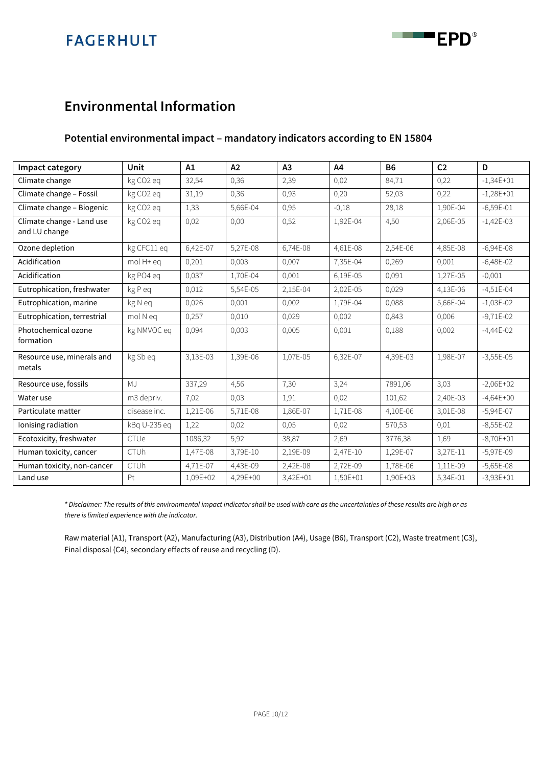## Environmental Information

### Potential environmental impact – mandatory indicators according to EN 15804

| Impact category | Unit | A1 | A2 | A3 | A4 | B6 | C2 | D |
|---|---|---|---|---|---|---|---|---|
| Climate change | kg CO2 eq | 32,54 | 0,36 | 2,39 | 0,02 | 84,71 | 0,22 | -1,34E+01 |
| Climate change – Fossil | kg CO2 eq | 31,19 | 0,36 | 0,93 | 0,20 | 52,03 | 0,22 | -1,28E+01 |
| Climate change – Biogenic | kg CO2 eq | 1,33 | 5,66E-04 | 0,95 | -0,18 | 28,18 | 1,90E-04 | -6,59E-01 |
| Climate change - Land use and LU change | kg CO2 eq | 0,02 | 0,00 | 0,52 | 1,92E-04 | 4,50 | 2,06E-05 | -1,42E-03 |
| Ozone depletion | kg CFC11 eq | 6,42E-07 | 5,27E-08 | 6,74E-08 | 4,61E-08 | 2,54E-06 | 4,85E-08 | -6,94E-08 |
| Acidification | mol H+ eq | 0,201 | 0,003 | 0,007 | 7,35E-04 | 0,269 | 0,001 | -6,48E-02 |
| Acidification | kg PO4 eq | 0,037 | 1,70E-04 | 0,001 | 6,19E-05 | 0,091 | 1,27E-05 | -0,001 |
| Eutrophication, freshwater | kg P eq | 0,012 | 5,54E-05 | 2,15E-04 | 2,02E-05 | 0,029 | 4,13E-06 | -4,51E-04 |
| Eutrophication, marine | kg N eq | 0,026 | 0,001 | 0,002 | 1,79E-04 | 0,088 | 5,66E-04 | -1,03E-02 |
| Eutrophication, terrestrial | mol N eq | 0,257 | 0,010 | 0,029 | 0,002 | 0,843 | 0,006 | -9,71E-02 |
| Photochemical ozone formation | kg NMVOC eq | 0,094 | 0,003 | 0,005 | 0,001 | 0,188 | 0,002 | -4,44E-02 |
| Resource use, minerals and metals | kg Sb eq | 3,13E-03 | 1,39E-06 | 1,07E-05 | 6,32E-07 | 4,39E-03 | 1,98E-07 | -3,55E-05 |
| Resource use, fossils | MJ | 337,29 | 4,56 | 7,30 | 3,24 | 7891,06 | 3,03 | -2,06E+02 |
| Water use | m3 depriv. | 7,02 | 0,03 | 1,91 | 0,02 | 101,62 | 2,40E-03 | -4,64E+00 |
| Particulate matter | disease inc. | 1,21E-06 | 5,71E-08 | 1,86E-07 | 1,71E-08 | 4,10E-06 | 3,01E-08 | -5,94E-07 |
| Ionising radiation | kBq U-235 eq | 1,22 | 0,02 | 0,05 | 0,02 | 570,53 | 0,01 | -8,55E-02 |
| Ecotoxicity, freshwater | CTUe | 1086,32 | 5,92 | 38,87 | 2,69 | 3776,38 | 1,69 | -8,70E+01 |
| Human toxicity, cancer | CTUh | 1,47E-08 | 3,79E-10 | 2,19E-09 | 2,47E-10 | 1,29E-07 | 3,27E-11 | -5,97E-09 |
| Human toxicity, non-cancer | CTUh | 4,71E-07 | 4,43E-09 | 2,42E-08 | 2,72E-09 | 1,78E-06 | 1,11E-09 | -5,65E-08 |
| Land use | Pt | 1,09E+02 | 4,29E+00 | 3,42E+01 | 1,50E+01 | 1,90E+03 | 5,34E-01 | -3,93E+01 |

*\* Disclaimer: The results of this environmental impact indicator shall be used with care as the uncertainties of these results are high or as there is limited experience with the indicator.*

Raw material (A1), Transport (A2), Manufacturing (A3), Distribution (A4), Usage (B6), Transport (C2), Waste treatment (C3), Final disposal (C4), secondary effects of reuse and recycling (D).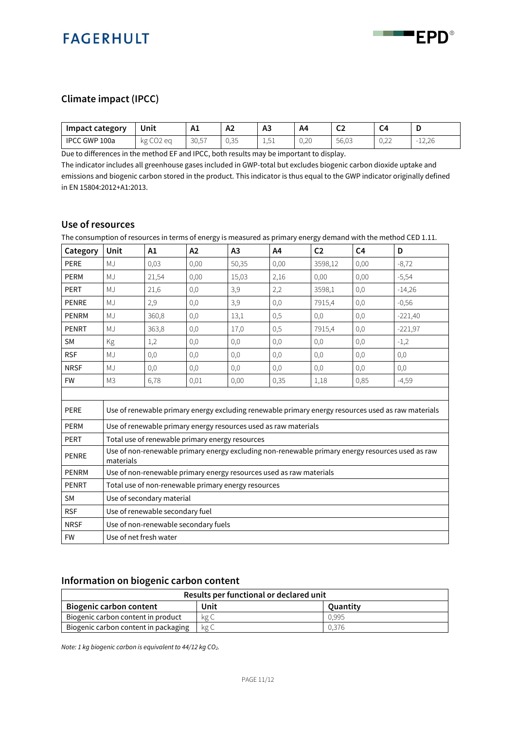## Climate impact (IPCC)

| Impact category | Unit | A1 | A2 | A3 | A4 | C2 | C4 | D |
|---|---|---|---|---|---|---|---|---|
| IPCC GWP 100a | kg CO2 eq | 30,57 | 0,35 | 1,51 | 0,20 | 56,03 | 0,22 | -12,26 |

Due to differences in the method EF and IPCC, both results may be important to display.
The indicator includes all greenhouse gases included in GWP-total but excludes biogenic carbon dioxide uptake and emissions and biogenic carbon stored in the product. This indicator is thus equal to the GWP indicator originally defined in EN 15804:2012+A1:2013.

## Use of resources

The consumption of resources in terms of energy is measured as primary energy demand with the method CED 1.11.

| Category | Unit | A1 | A2 | A3 | A4 | C2 | C4 | D |
|---|---|---|---|---|---|---|---|---|
| PERE | MJ | 0,03 | 0,00 | 50,35 | 0,00 | 3598,12 | 0,00 | -8,72 |
| PERM | MJ | 21,54 | 0,00 | 15,03 | 2,16 | 0,00 | 0,00 | -5,54 |
| PERT | MJ | 21,6 | 0,0 | 3,9 | 2,2 | 3598,1 | 0,0 | -14,26 |
| PENRE | MJ | 2,9 | 0,0 | 3,9 | 0,0 | 7915,4 | 0,0 | -0,56 |
| PENRM | MJ | 360,8 | 0,0 | 13,1 | 0,5 | 0,0 | 0,0 | -221,40 |
| PENRT | MJ | 363,8 | 0,0 | 17,0 | 0,5 | 7915,4 | 0,0 | -221,97 |
| SM | Kg | 1,2 | 0,0 | 0,0 | 0,0 | 0,0 | 0,0 | -1,2 |
| RSF | MJ | 0,0 | 0,0 | 0,0 | 0,0 | 0,0 | 0,0 | 0,0 |
| NRSF | MJ | 0,0 | 0,0 | 0,0 | 0,0 | 0,0 | 0,0 | 0,0 |
| FW | M3 | 6,78 | 0,01 | 0,00 | 0,35 | 1,18 | 0,85 | -4,59 |

| | |
|---|---|
| PERE | Use of renewable primary energy excluding renewable primary energy resources used as raw materials |
| PERM | Use of renewable primary energy resources used as raw materials |
| PERT | Total use of renewable primary energy resources |
| PENRE | Use of non-renewable primary energy excluding non-renewable primary energy resources used as raw materials |
| PENRM | Use of non-renewable primary energy resources used as raw materials |
| PENRT | Total use of non-renewable primary energy resources |
| SM | Use of secondary material |
| RSF | Use of renewable secondary fuel |
| NRSF | Use of non-renewable secondary fuels |
| FW | Use of net fresh water |

## Information on biogenic carbon content

| Results per functional or declared unit | | |
|---|---|---|
| **Biogenic carbon content** | **Unit** | **Quantity** |
| Biogenic carbon content in product | kg C | 0,995 |
| Biogenic carbon content in packaging | kg C | 0,376 |

*Note: 1 kg biogenic carbon is equivalent to 44/12 kg $CO_2$.*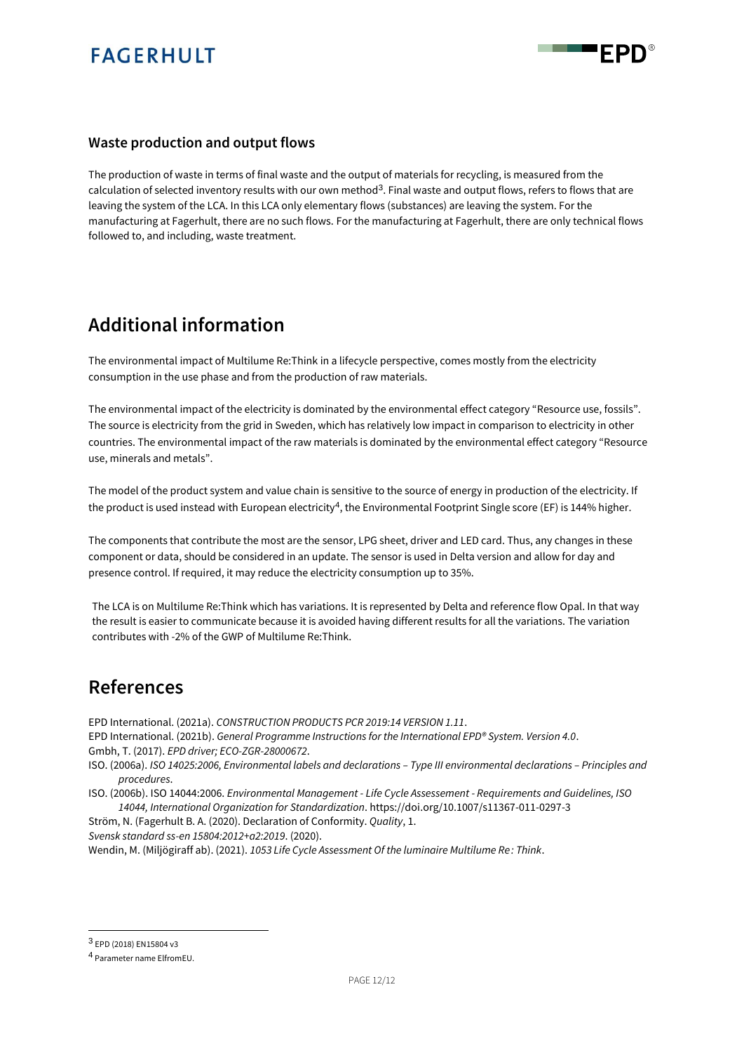### Waste production and output flows

The production of waste in terms of final waste and the output of materials for recycling, is measured from the calculation of selected inventory results with our own method[3]. Final waste and output flows, refers to flows that are leaving the system of the LCA. In this LCA only elementary flows (substances) are leaving the system. For the manufacturing at Fagerhult, there are no such flows. For the manufacturing at Fagerhult, there are only technical flows followed to, and including, waste treatment.

## Additional information

The environmental impact of Multilume Re:Think in a lifecycle perspective, comes mostly from the electricity consumption in the use phase and from the production of raw materials.

The environmental impact of the electricity is dominated by the environmental effect category "Resource use, fossils". The source is electricity from the grid in Sweden, which has relatively low impact in comparison to electricity in other countries. The environmental impact of the raw materials is dominated by the environmental effect category "Resource use, minerals and metals".

The model of the product system and value chain is sensitive to the source of energy in production of the electricity. If the product is used instead with European electricity[4], the Environmental Footprint Single score (EF) is 144% higher.

The components that contribute the most are the sensor, LPG sheet, driver and LED card. Thus, any changes in these component or data, should be considered in an update. The sensor is used in Delta version and allow for day and presence control. If required, it may reduce the electricity consumption up to 35%.

The LCA is on Multilume Re:Think which has variations. It is represented by Delta and reference flow Opal. In that way the result is easier to communicate because it is avoided having different results for all the variations. The variation contributes with -2% of the GWP of Multilume Re:Think.

## References

EPD International. (2021a). *CONSTRUCTION PRODUCTS PCR 2019:14 VERSION 1.11*.

EPD International. (2021b). *General Programme Instructions for the International EPD® System. Version 4.0*.

Gmbh, T. (2017). *EPD driver; ECO-ZGR-28000672*.

ISO. (2006a). *ISO 14025:2006, Environmental labels and declarations – Type III environmental declarations – Principles and procedures*.

ISO. (2006b). ISO 14044:2006. *Environmental Management - Life Cycle Assessement - Requirements and Guidelines, ISO 14044, International Organization for Standardization*. https://doi.org/10.1007/s11367-011-0297-3

Ström, N. (Fagerhult B. A. (2020). Declaration of Conformity. *Quality*, 1.

*Svensk standard ss-en 15804:2012+a2:2019*. (2020).

Wendin, M. (Miljögiraff ab). (2021). *1053 Life Cycle Assessment Of the luminaire Multilume Re : Think*.

[3] EPD (2018) EN15804 v3

[4] Parameter name ElfromEU.